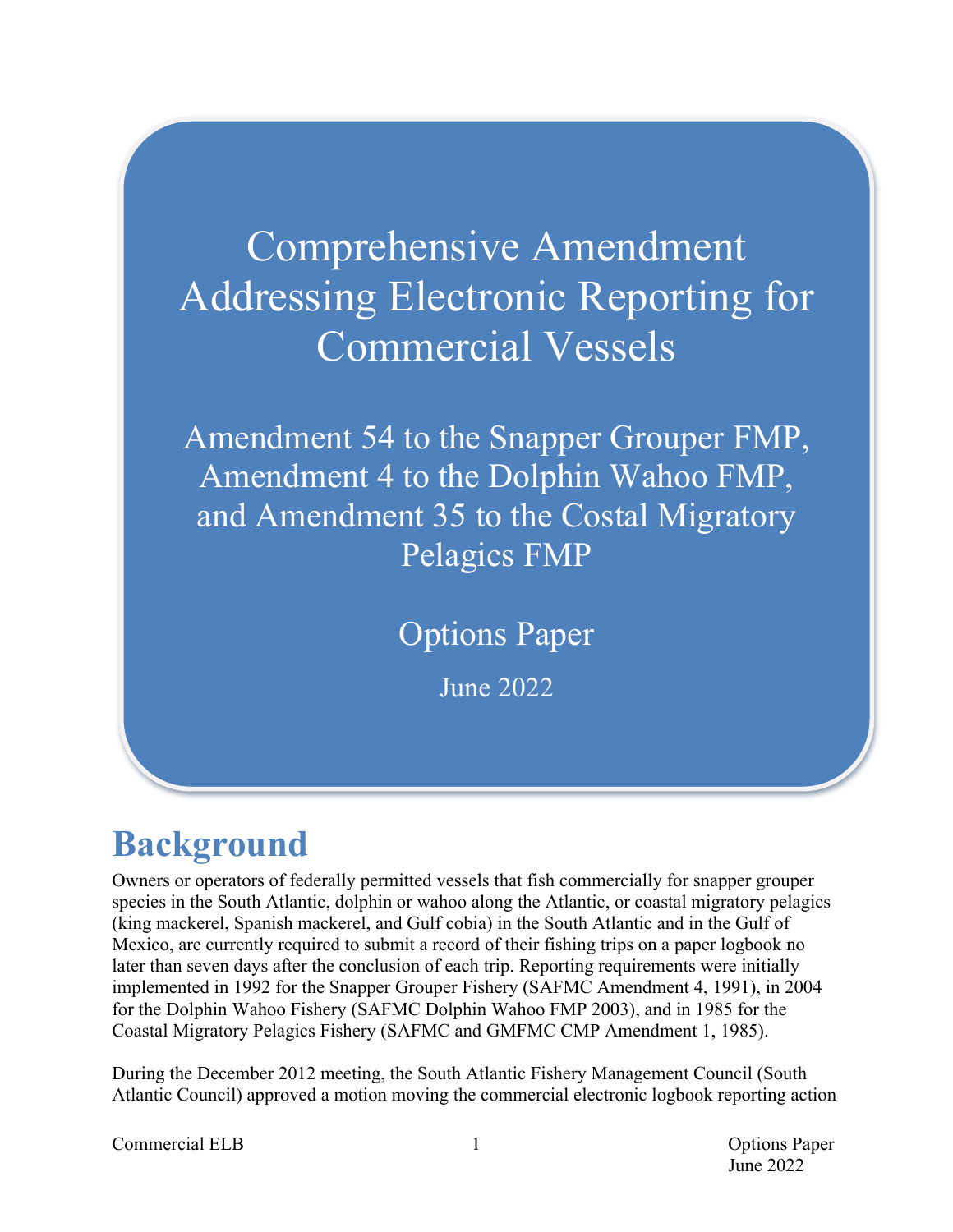# Comprehensive Amendment Addressing Electronic Reporting for Commercial Vessels

## Amendment 54 to the Snapper Grouper FMP, Amendment 4 to the Dolphin Wahoo FMP, and Amendment 35 to the Costal Migratory Pelagics FMP

### Options Paper

June 2022

# Background

Owners or operators of federally permitted vessels that fish commercially for snapper grouper species in the South Atlantic, dolphin or wahoo along the Atlantic, or coastal migratory pelagics (king mackerel, Spanish mackerel, and Gulf cobia) in the South Atlantic and in the Gulf of Mexico, are currently required to submit a record of their fishing trips on a paper logbook no later than seven days after the conclusion of each trip. Reporting requirements were initially implemented in 1992 for the Snapper Grouper Fishery (SAFMC Amendment 4, 1991), in 2004 for the Dolphin Wahoo Fishery (SAFMC Dolphin Wahoo FMP 2003), and in 1985 for the Coastal Migratory Pelagics Fishery (SAFMC and GMFMC CMP Amendment 1, 1985).

During the December 2012 meeting, the South Atlantic Fishery Management Council (South Atlantic Council) approved a motion moving the commercial electronic logbook reporting action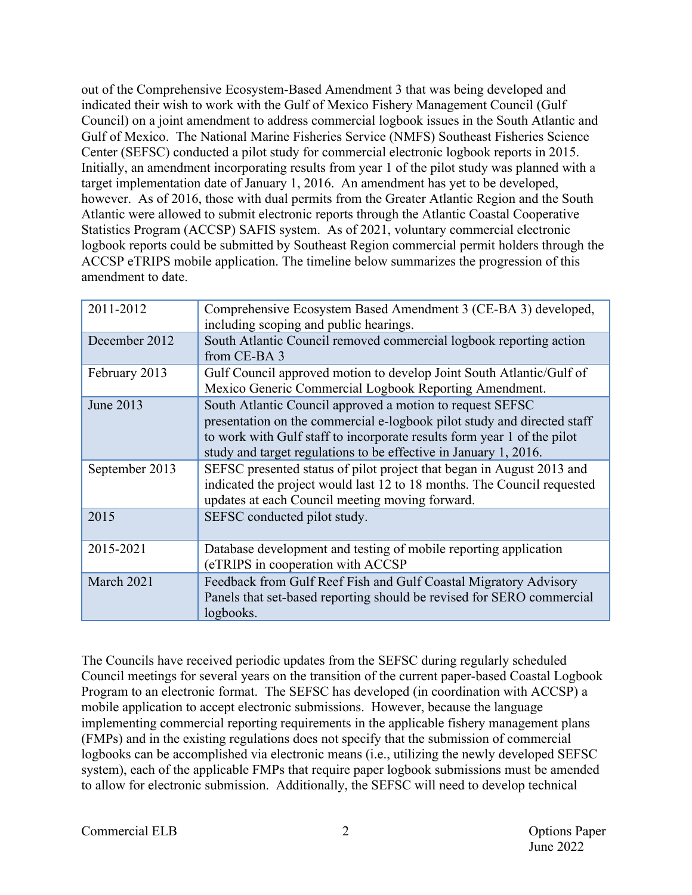out of the Comprehensive Ecosystem-Based Amendment 3 that was being developed and indicated their wish to work with the Gulf of Mexico Fishery Management Council (Gulf Council) on a joint amendment to address commercial logbook issues in the South Atlantic and Gulf of Mexico. The National Marine Fisheries Service (NMFS) Southeast Fisheries Science Center (SEFSC) conducted a pilot study for commercial electronic logbook reports in 2015. Initially, an amendment incorporating results from year 1 of the pilot study was planned with a target implementation date of January 1, 2016. An amendment has yet to be developed, however. As of 2016, those with dual permits from the Greater Atlantic Region and the South Atlantic were allowed to submit electronic reports through the Atlantic Coastal Cooperative Statistics Program (ACCSP) SAFIS system. As of 2021, voluntary commercial electronic logbook reports could be submitted by Southeast Region commercial permit holders through the ACCSP eTRIPS mobile application. The timeline below summarizes the progression of this amendment to date.

| | |
|---|---|
| 2011-2012 | Comprehensive Ecosystem Based Amendment 3 (CE-BA 3) developed, including scoping and public hearings. |
| December 2012 | South Atlantic Council removed commercial logbook reporting action from CE-BA 3 |
| February 2013 | Gulf Council approved motion to develop Joint South Atlantic/Gulf of Mexico Generic Commercial Logbook Reporting Amendment. |
| June 2013 | South Atlantic Council approved a motion to request SEFSC presentation on the commercial e-logbook pilot study and directed staff to work with Gulf staff to incorporate results form year 1 of the pilot study and target regulations to be effective in January 1, 2016. |
| September 2013 | SEFSC presented status of pilot project that began in August 2013 and indicated the project would last 12 to 18 months. The Council requested updates at each Council meeting moving forward. |
| 2015 | SEFSC conducted pilot study. |
| 2015-2021 | Database development and testing of mobile reporting application (eTRIPS in cooperation with ACCSP |
| March 2021 | Feedback from Gulf Reef Fish and Gulf Coastal Migratory Advisory Panels that set-based reporting should be revised for SERO commercial logbooks. |

The Councils have received periodic updates from the SEFSC during regularly scheduled Council meetings for several years on the transition of the current paper-based Coastal Logbook Program to an electronic format. The SEFSC has developed (in coordination with ACCSP) a mobile application to accept electronic submissions. However, because the language implementing commercial reporting requirements in the applicable fishery management plans (FMPs) and in the existing regulations does not specify that the submission of commercial logbooks can be accomplished via electronic means (i.e., utilizing the newly developed SEFSC system), each of the applicable FMPs that require paper logbook submissions must be amended to allow for electronic submission. Additionally, the SEFSC will need to develop technical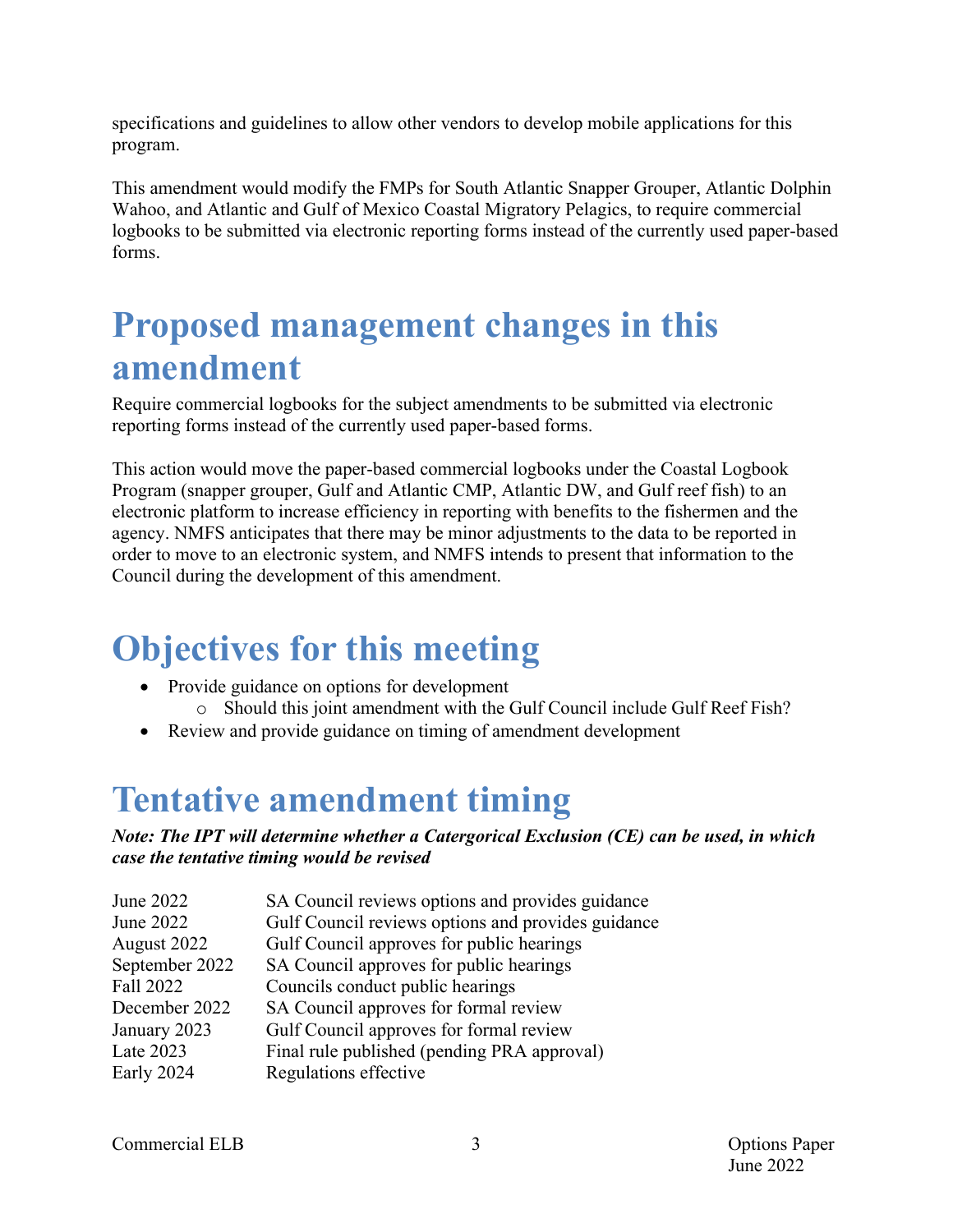specifications and guidelines to allow other vendors to develop mobile applications for this program.

This amendment would modify the FMPs for South Atlantic Snapper Grouper, Atlantic Dolphin Wahoo, and Atlantic and Gulf of Mexico Coastal Migratory Pelagics, to require commercial logbooks to be submitted via electronic reporting forms instead of the currently used paper-based forms.

# Proposed management changes in this amendment

Require commercial logbooks for the subject amendments to be submitted via electronic reporting forms instead of the currently used paper-based forms.

This action would move the paper-based commercial logbooks under the Coastal Logbook Program (snapper grouper, Gulf and Atlantic CMP, Atlantic DW, and Gulf reef fish) to an electronic platform to increase efficiency in reporting with benefits to the fishermen and the agency. NMFS anticipates that there may be minor adjustments to the data to be reported in order to move to an electronic system, and NMFS intends to present that information to the Council during the development of this amendment.

# Objectives for this meeting

- Provide guidance on options for development
  - Should this joint amendment with the Gulf Council include Gulf Reef Fish?
- Review and provide guidance on timing of amendment development

# Tentative amendment timing

***Note: The IPT will determine whether a Catergorical Exclusion (CE) can be used, in which case the tentative timing would be revised***

| | |
|---|---|
| June 2022 | SA Council reviews options and provides guidance |
| June 2022 | Gulf Council reviews options and provides guidance |
| August 2022 | Gulf Council approves for public hearings |
| September 2022 | SA Council approves for public hearings |
| Fall 2022 | Councils conduct public hearings |
| December 2022 | SA Council approves for formal review |
| January 2023 | Gulf Council approves for formal review |
| Late 2023 | Final rule published (pending PRA approval) |
| Early 2024 | Regulations effective |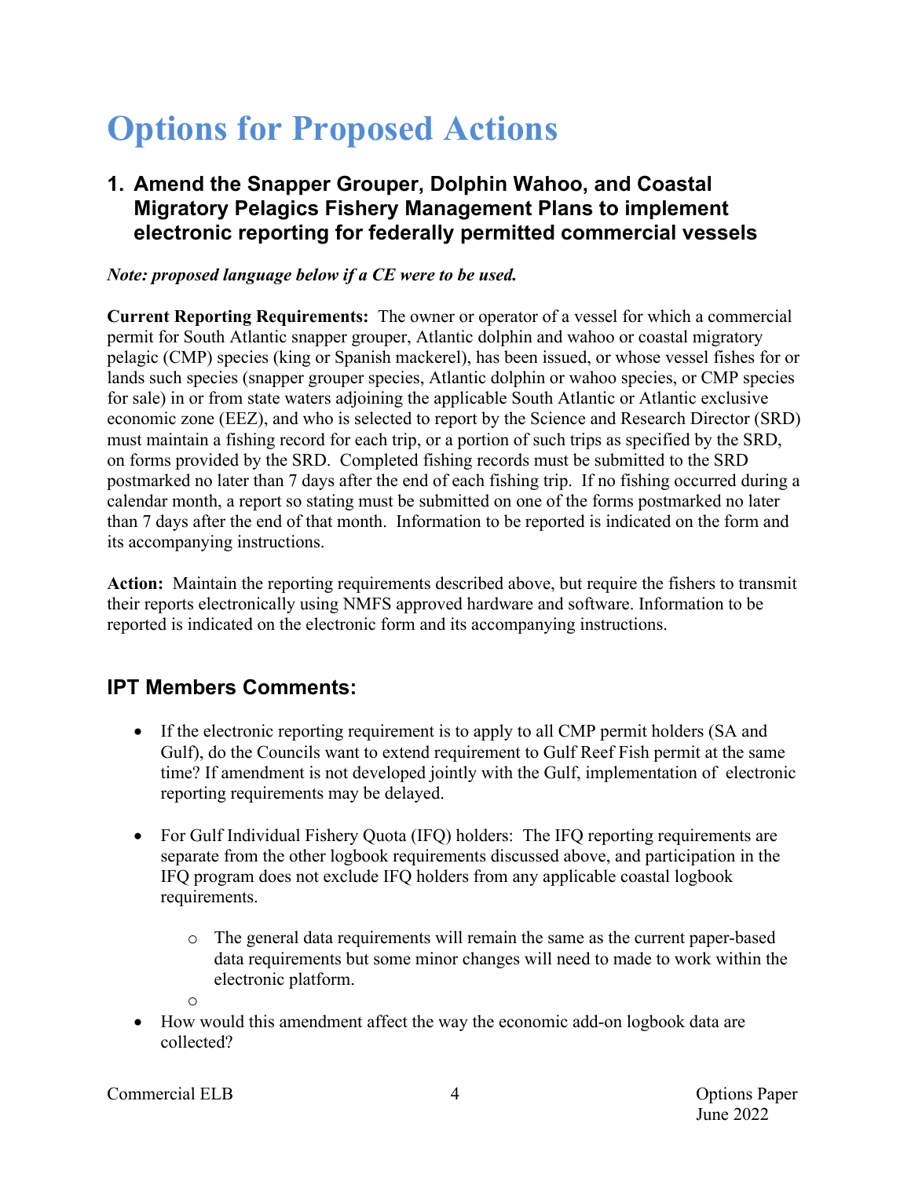# Options for Proposed Actions

## 1. Amend the Snapper Grouper, Dolphin Wahoo, and Coastal Migratory Pelagics Fishery Management Plans to implement electronic reporting for federally permitted commercial vessels

***Note: proposed language below if a CE were to be used.***

**Current Reporting Requirements:** The owner or operator of a vessel for which a commercial permit for South Atlantic snapper grouper, Atlantic dolphin and wahoo or coastal migratory pelagic (CMP) species (king or Spanish mackerel), has been issued, or whose vessel fishes for or lands such species (snapper grouper species, Atlantic dolphin or wahoo species, or CMP species for sale) in or from state waters adjoining the applicable South Atlantic or Atlantic exclusive economic zone (EEZ), and who is selected to report by the Science and Research Director (SRD) must maintain a fishing record for each trip, or a portion of such trips as specified by the SRD, on forms provided by the SRD. Completed fishing records must be submitted to the SRD postmarked no later than 7 days after the end of each fishing trip. If no fishing occurred during a calendar month, a report so stating must be submitted on one of the forms postmarked no later than 7 days after the end of that month. Information to be reported is indicated on the form and its accompanying instructions.

**Action:** Maintain the reporting requirements described above, but require the fishers to transmit their reports electronically using NMFS approved hardware and software. Information to be reported is indicated on the electronic form and its accompanying instructions.

## IPT Members Comments:

- If the electronic reporting requirement is to apply to all CMP permit holders (SA and Gulf), do the Councils want to extend requirement to Gulf Reef Fish permit at the same time? If amendment is not developed jointly with the Gulf, implementation of electronic reporting requirements may be delayed.

- For Gulf Individual Fishery Quota (IFQ) holders: The IFQ reporting requirements are separate from the other logbook requirements discussed above, and participation in the IFQ program does not exclude IFQ holders from any applicable coastal logbook requirements.
  - The general data requirements will remain the same as the current paper-based data requirements but some minor changes will need to made to work within the electronic platform.
  - 

- How would this amendment affect the way the economic add-on logbook data are collected?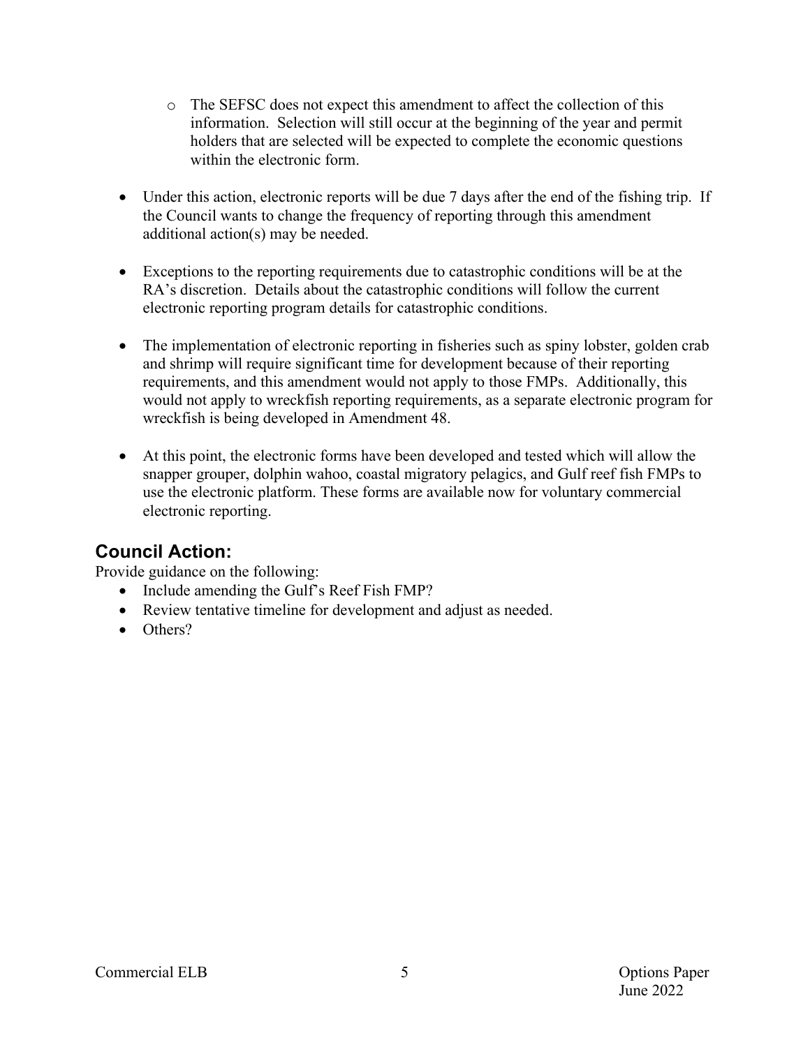- The SEFSC does not expect this amendment to affect the collection of this information. Selection will still occur at the beginning of the year and permit holders that are selected will be expected to complete the economic questions within the electronic form.

- Under this action, electronic reports will be due 7 days after the end of the fishing trip. If the Council wants to change the frequency of reporting through this amendment additional action(s) may be needed.

- Exceptions to the reporting requirements due to catastrophic conditions will be at the RA's discretion. Details about the catastrophic conditions will follow the current electronic reporting program details for catastrophic conditions.

- The implementation of electronic reporting in fisheries such as spiny lobster, golden crab and shrimp will require significant time for development because of their reporting requirements, and this amendment would not apply to those FMPs. Additionally, this would not apply to wreckfish reporting requirements, as a separate electronic program for wreckfish is being developed in Amendment 48.

- At this point, the electronic forms have been developed and tested which will allow the snapper grouper, dolphin wahoo, coastal migratory pelagics, and Gulf reef fish FMPs to use the electronic platform. These forms are available now for voluntary commercial electronic reporting.

## Council Action:

Provide guidance on the following:

- Include amending the Gulf's Reef Fish FMP?
- Review tentative timeline for development and adjust as needed.
- Others?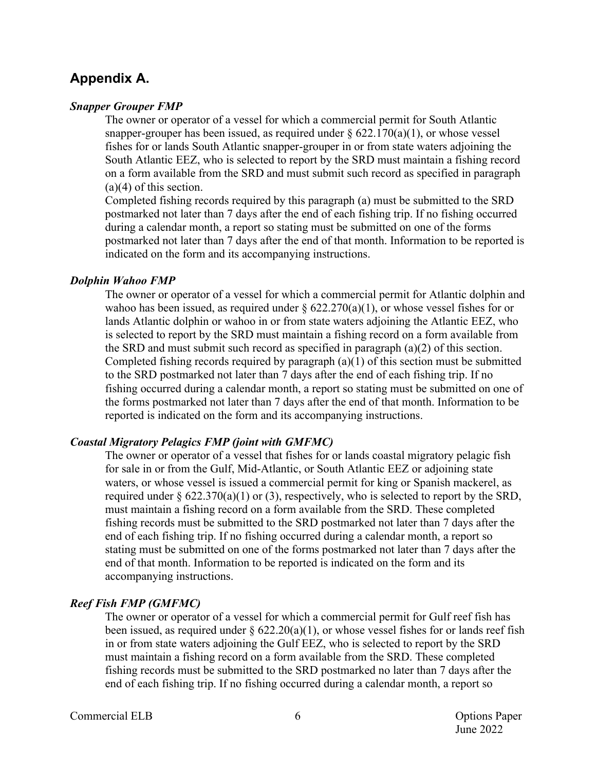## Appendix A.

### *Snapper Grouper FMP*

The owner or operator of a vessel for which a commercial permit for South Atlantic snapper-grouper has been issued, as required under § 622.170(a)(1), or whose vessel fishes for or lands South Atlantic snapper-grouper in or from state waters adjoining the South Atlantic EEZ, who is selected to report by the SRD must maintain a fishing record on a form available from the SRD and must submit such record as specified in paragraph (a)(4) of this section.

Completed fishing records required by this paragraph (a) must be submitted to the SRD postmarked not later than 7 days after the end of each fishing trip. If no fishing occurred during a calendar month, a report so stating must be submitted on one of the forms postmarked not later than 7 days after the end of that month. Information to be reported is indicated on the form and its accompanying instructions.

### *Dolphin Wahoo FMP*

The owner or operator of a vessel for which a commercial permit for Atlantic dolphin and wahoo has been issued, as required under § 622.270(a)(1), or whose vessel fishes for or lands Atlantic dolphin or wahoo in or from state waters adjoining the Atlantic EEZ, who is selected to report by the SRD must maintain a fishing record on a form available from the SRD and must submit such record as specified in paragraph (a)(2) of this section. Completed fishing records required by paragraph (a)(1) of this section must be submitted to the SRD postmarked not later than 7 days after the end of each fishing trip. If no fishing occurred during a calendar month, a report so stating must be submitted on one of the forms postmarked not later than 7 days after the end of that month. Information to be reported is indicated on the form and its accompanying instructions.

### *Coastal Migratory Pelagics FMP (joint with GMFMC)*

The owner or operator of a vessel that fishes for or lands coastal migratory pelagic fish for sale in or from the Gulf, Mid-Atlantic, or South Atlantic EEZ or adjoining state waters, or whose vessel is issued a commercial permit for king or Spanish mackerel, as required under § 622.370(a)(1) or (3), respectively, who is selected to report by the SRD, must maintain a fishing record on a form available from the SRD. These completed fishing records must be submitted to the SRD postmarked not later than 7 days after the end of each fishing trip. If no fishing occurred during a calendar month, a report so stating must be submitted on one of the forms postmarked not later than 7 days after the end of that month. Information to be reported is indicated on the form and its accompanying instructions.

### *Reef Fish FMP (GMFMC)*

The owner or operator of a vessel for which a commercial permit for Gulf reef fish has been issued, as required under § 622.20(a)(1), or whose vessel fishes for or lands reef fish in or from state waters adjoining the Gulf EEZ, who is selected to report by the SRD must maintain a fishing record on a form available from the SRD. These completed fishing records must be submitted to the SRD postmarked no later than 7 days after the end of each fishing trip. If no fishing occurred during a calendar month, a report so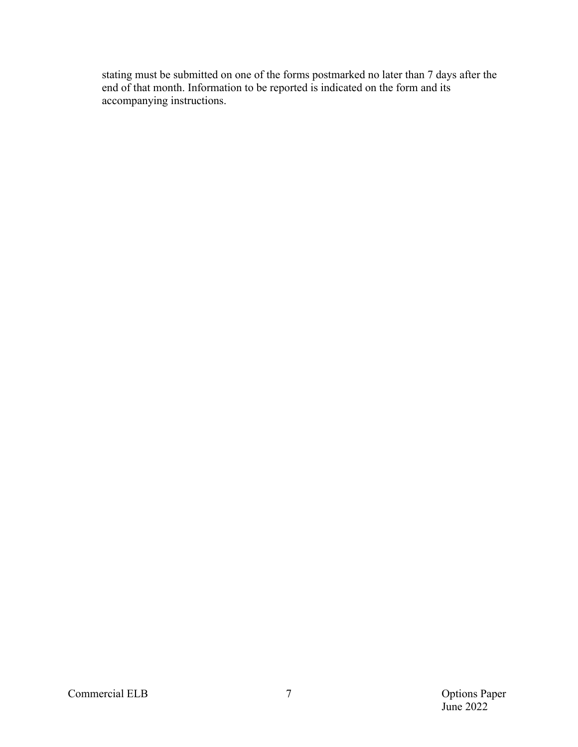stating must be submitted on one of the forms postmarked no later than 7 days after the end of that month. Information to be reported is indicated on the form and its accompanying instructions.